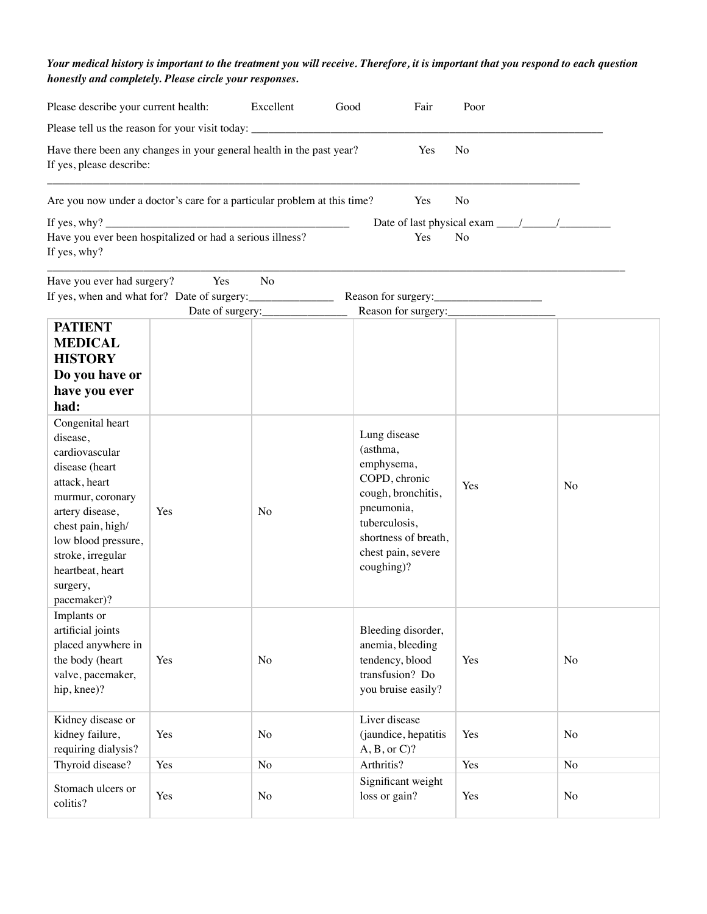***Your medical history is important to the treatment you will receive. Therefore, it is important that you respond to each question honestly and completely. Please circle your responses.***

Please describe your current health: Excellent Good Fair Poor

Please tell us the reason for your visit today: ________________________________________________________________

Have there been any changes in your general health in the past year? Yes No
If yes, please describe:

______________________________________________________________________________________________

Are you now under a doctor's care for a particular problem at this time? Yes No

If yes, why? ____________________________________________ Date of last physical exam ____/______/_________

Have you ever been hospitalized or had a serious illness? Yes No
If yes, why?

______________________________________________________________________________________________

Have you ever had surgery? Yes No
If yes, when and what for? Date of surgery:_______________ Reason for surgery:___________________
Date of surgery:_______________ Reason for surgery:___________________

| **PATIENT MEDICAL HISTORY Do you have or have you ever had:** | | | | | |
|---|---|---|---|---|---|
| Congenital heart disease, cardiovascular disease (heart attack, heart murmur, coronary artery disease, chest pain, high/ low blood pressure, stroke, irregular heartbeat, heart surgery, pacemaker)? | Yes | No | Lung disease (asthma, emphysema, COPD, chronic cough, bronchitis, pneumonia, tuberculosis, shortness of breath, chest pain, severe coughing)? | Yes | No |
| Implants or artificial joints placed anywhere in the body (heart valve, pacemaker, hip, knee)? | Yes | No | Bleeding disorder, anemia, bleeding tendency, blood transfusion? Do you bruise easily? | Yes | No |
| Kidney disease or kidney failure, requiring dialysis? | Yes | No | Liver disease (jaundice, hepatitis A, B, or C)? | Yes | No |
| Thyroid disease? | Yes | No | Arthritis? | Yes | No |
| Stomach ulcers or colitis? | Yes | No | Significant weight loss or gain? | Yes | No |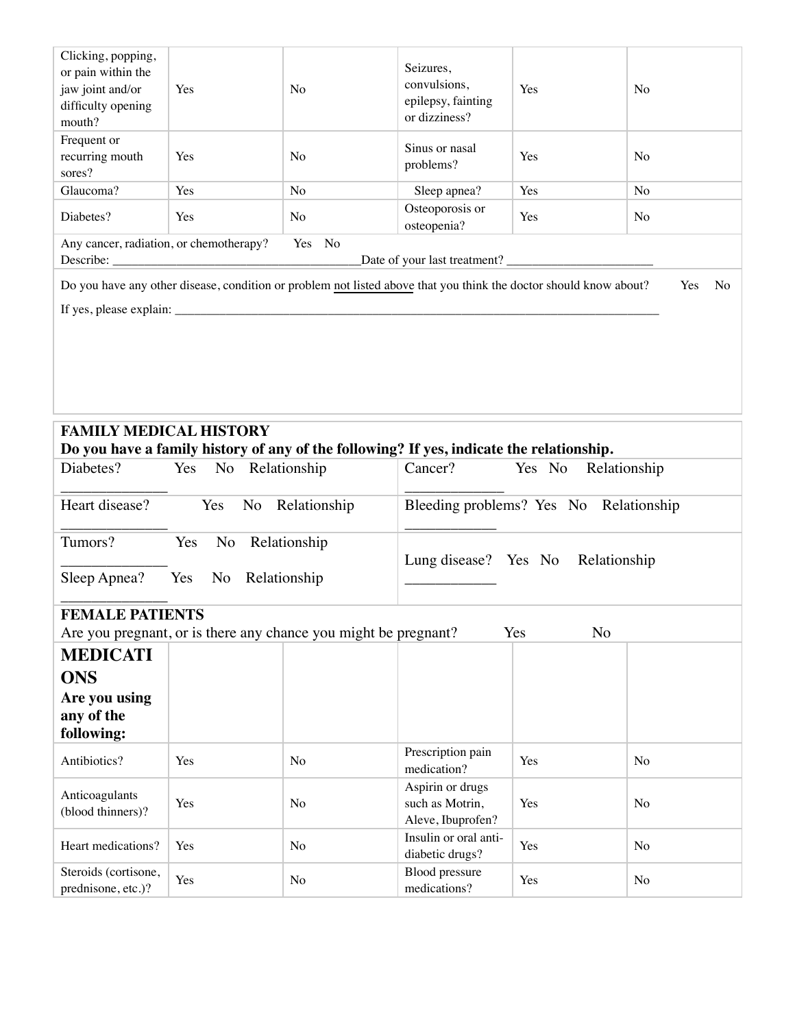| | | | | | |
|---|---|---|---|---|---|
| Clicking, popping, or pain within the jaw joint and/or difficulty opening mouth? | Yes | No | Seizures, convulsions, epilepsy, fainting or dizziness? | Yes | No |
| Frequent or recurring mouth sores? | Yes | No | Sinus or nasal problems? | Yes | No |
| Glaucoma? | Yes | No | Sleep apnea? | Yes | No |
| Diabetes? | Yes | No | Osteoporosis or osteopenia? | Yes | No |

Any cancer, radiation, or chemotherapy? Yes No

Describe: ______________________________________Date of your last treatment? ______________________

Do you have any other disease, condition or problem not listed above that you think the doctor should know about? Yes No

If yes, please explain: ________________________________________________________________________________

## FAMILY MEDICAL HISTORY

**Do you have a family history of any of the following? If yes, indicate the relationship.**

| | |
|---|---|
| Diabetes? Yes No Relationship ______________ | Cancer? Yes No Relationship _____________ |
| Heart disease? Yes No Relationship ______________ | Bleeding problems? Yes No Relationship ____________ |
| Tumors? Yes No Relationship ______________ Sleep Apnea? Yes No Relationship ______________ | Lung disease? Yes No Relationship ____________ |

## FEMALE PATIENTS

Are you pregnant, or is there any chance you might be pregnant? Yes No

## MEDICATIONS

**Are you using any of the following:**

| | | | | | |
|---|---|---|---|---|---|
| Antibiotics? | Yes | No | Prescription pain medication? | Yes | No |
| Anticoagulants (blood thinners)? | Yes | No | Aspirin or drugs such as Motrin, Aleve, Ibuprofen? | Yes | No |
| Heart medications? | Yes | No | Insulin or oral anti-diabetic drugs? | Yes | No |
| Steroids (cortisone, prednisone, etc.)? | Yes | No | Blood pressure medications? | Yes | No |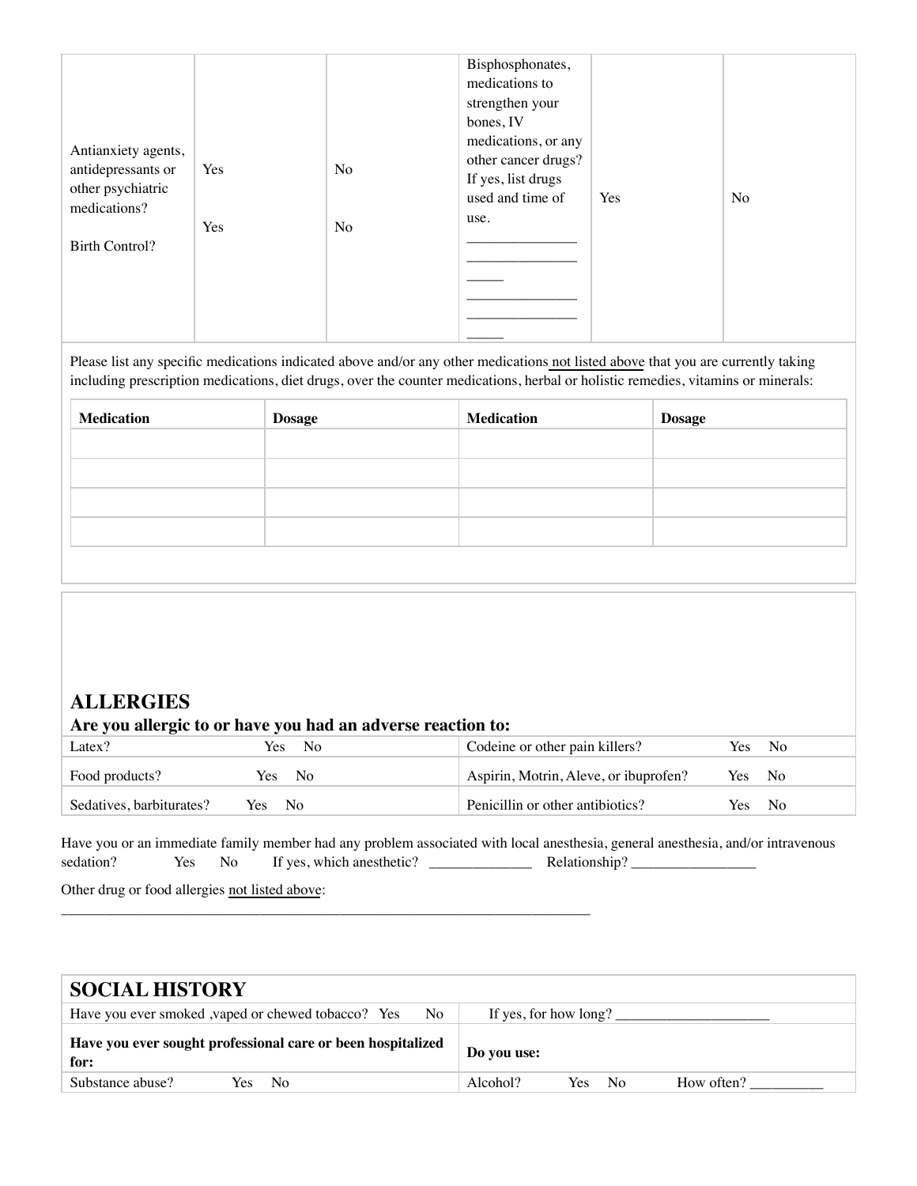| | | | | | |
|---|---|---|---|---|---|
| Antianxiety agents, antidepressants or other psychiatric medications?<br><br>Birth Control? | Yes<br><br>Yes | No<br><br>No | Bisphosphonates, medications to strengthen your bones, IV medications, or any other cancer drugs? If yes, list drugs used and time of use. ______________ ______________ _____ ______________ ______________ _____ | Yes | No |

Please list any specific medications indicated above and/or any other medications not listed above that you are currently taking including prescription medications, diet drugs, over the counter medications, herbal or holistic remedies, vitamins or minerals:

| **Medication** | **Dosage** | **Medication** | **Dosage** |
|---|---|---|---|
| | | | |
| | | | |
| | | | |
| | | | |

## ALLERGIES

**Are you allergic to or have you had an adverse reaction to:**

| | | | |
|---|---|---|---|
| Latex? | Yes No | Codeine or other pain killers? | Yes No |
| Food products? | Yes No | Aspirin, Motrin, Aleve, or ibuprofen? | Yes No |
| Sedatives, barbiturates? | Yes No | Penicillin or other antibiotics? | Yes No |

Have you or an immediate family member had any problem associated with local anesthesia, general anesthesia, and/or intravenous sedation? Yes No If yes, which anesthetic? _____________ Relationship? ________________

Other drug or food allergies not listed above:
_________________________________________________________________________

## SOCIAL HISTORY

| | |
|---|---|
| Have you ever smoked ,vaped or chewed tobacco? Yes No | If yes, for how long? _____________________ |
| **Have you ever sought professional care or been hospitalized for:** | **Do you use:** |
| Substance abuse? Yes No | Alcohol? Yes No How often? __________ |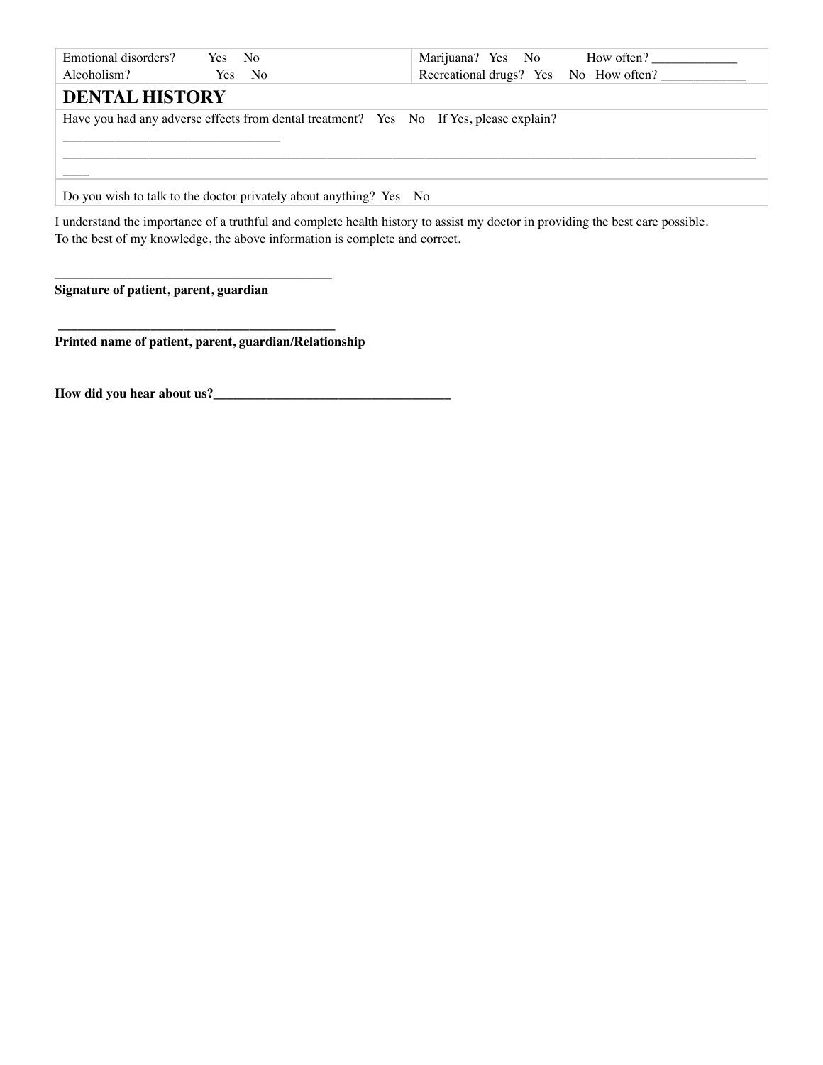| | |
|---|---|
| Emotional disorders? Yes No | Marijuana? Yes No How often? _____________ |
| Alcoholism? Yes No | Recreational drugs? Yes No How often? _____________ |

## DENTAL HISTORY

Have you had any adverse effects from dental treatment? Yes No If Yes, please explain?

_________________________________

____________________________________________________________________________________________________________

____

Do you wish to talk to the doctor privately about anything? Yes No

I understand the importance of a truthful and complete health history to assist my doctor in providing the best care possible.
To the best of my knowledge, the above information is complete and correct.

__________________________________________

**Signature of patient, parent, guardian**

__________________________________________

**Printed name of patient, parent, guardian/Relationship**

**How did you hear about us?____________________________________**